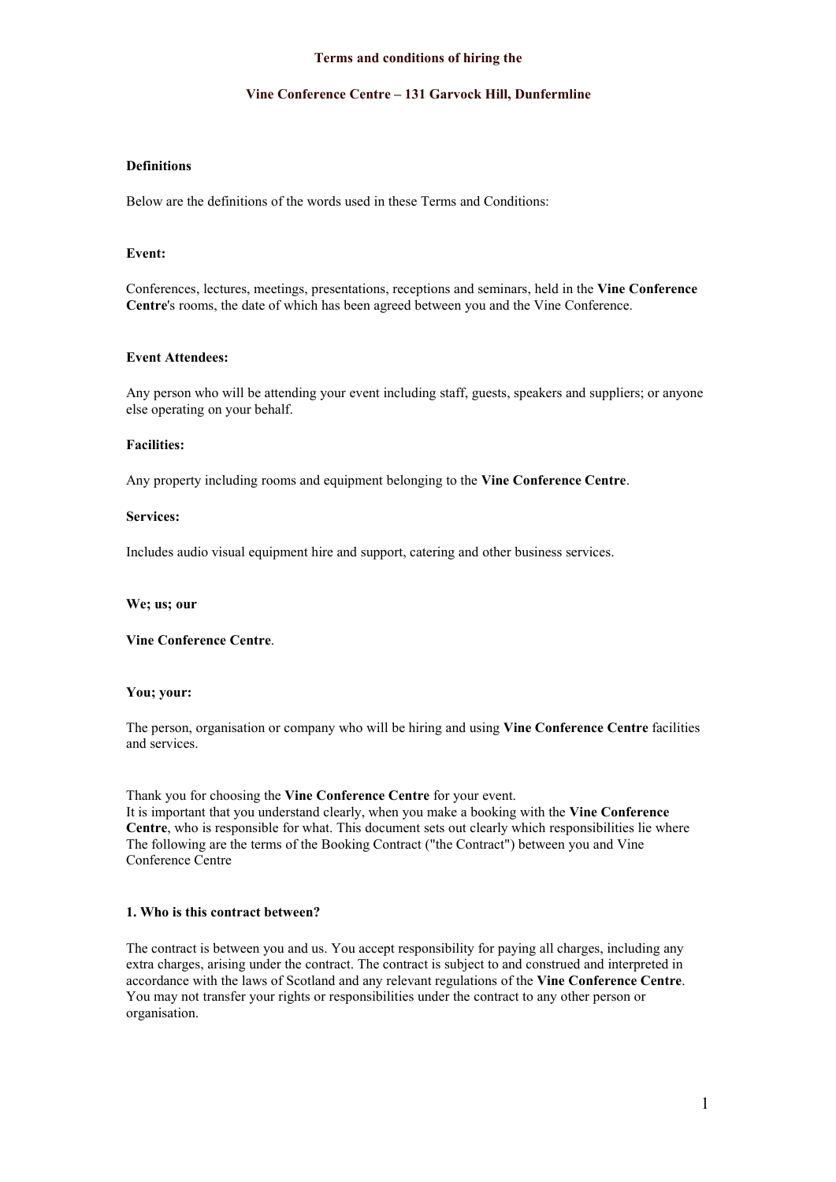# Terms and conditions of hiring the

## Vine Conference Centre – 131 Garvock Hill, Dunfermline

**Definitions**

Below are the definitions of the words used in these Terms and Conditions:

**Event:**

Conferences, lectures, meetings, presentations, receptions and seminars, held in the **Vine Conference Centre**'s rooms, the date of which has been agreed between you and the Vine Conference.

**Event Attendees:**

Any person who will be attending your event including staff, guests, speakers and suppliers; or anyone else operating on your behalf.

**Facilities:**

Any property including rooms and equipment belonging to the **Vine Conference Centre**.

**Services:**

Includes audio visual equipment hire and support, catering and other business services.

**We; us; our**

**Vine Conference Centre**.

**You; your:**

The person, organisation or company who will be hiring and using **Vine Conference Centre** facilities and services.

Thank you for choosing the **Vine Conference Centre** for your event.
It is important that you understand clearly, when you make a booking with the **Vine Conference Centre**, who is responsible for what. This document sets out clearly which responsibilities lie where The following are the terms of the Booking Contract ("the Contract") between you and Vine Conference Centre

**1. Who is this contract between?**

The contract is between you and us. You accept responsibility for paying all charges, including any extra charges, arising under the contract. The contract is subject to and construed and interpreted in accordance with the laws of Scotland and any relevant regulations of the **Vine Conference Centre**. You may not transfer your rights or responsibilities under the contract to any other person or organisation.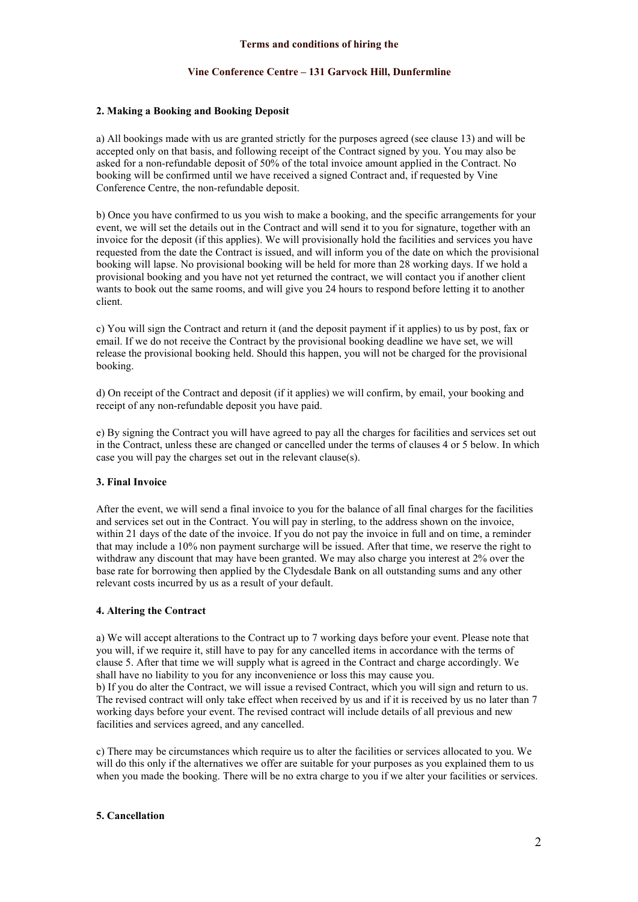**Terms and conditions of hiring the**

**Vine Conference Centre – 131 Garvock Hill, Dunfermline**

### 2. Making a Booking and Booking Deposit

a) All bookings made with us are granted strictly for the purposes agreed (see clause 13) and will be accepted only on that basis, and following receipt of the Contract signed by you. You may also be asked for a non-refundable deposit of 50% of the total invoice amount applied in the Contract. No booking will be confirmed until we have received a signed Contract and, if requested by Vine Conference Centre, the non-refundable deposit.

b) Once you have confirmed to us you wish to make a booking, and the specific arrangements for your event, we will set the details out in the Contract and will send it to you for signature, together with an invoice for the deposit (if this applies). We will provisionally hold the facilities and services you have requested from the date the Contract is issued, and will inform you of the date on which the provisional booking will lapse. No provisional booking will be held for more than 28 working days. If we hold a provisional booking and you have not yet returned the contract, we will contact you if another client wants to book out the same rooms, and will give you 24 hours to respond before letting it to another client.

c) You will sign the Contract and return it (and the deposit payment if it applies) to us by post, fax or email. If we do not receive the Contract by the provisional booking deadline we have set, we will release the provisional booking held. Should this happen, you will not be charged for the provisional booking.

d) On receipt of the Contract and deposit (if it applies) we will confirm, by email, your booking and receipt of any non-refundable deposit you have paid.

e) By signing the Contract you will have agreed to pay all the charges for facilities and services set out in the Contract, unless these are changed or cancelled under the terms of clauses 4 or 5 below. In which case you will pay the charges set out in the relevant clause(s).

### 3. Final Invoice

After the event, we will send a final invoice to you for the balance of all final charges for the facilities and services set out in the Contract. You will pay in sterling, to the address shown on the invoice, within 21 days of the date of the invoice. If you do not pay the invoice in full and on time, a reminder that may include a 10% non payment surcharge will be issued. After that time, we reserve the right to withdraw any discount that may have been granted. We may also charge you interest at 2% over the base rate for borrowing then applied by the Clydesdale Bank on all outstanding sums and any other relevant costs incurred by us as a result of your default.

### 4. Altering the Contract

a) We will accept alterations to the Contract up to 7 working days before your event. Please note that you will, if we require it, still have to pay for any cancelled items in accordance with the terms of clause 5. After that time we will supply what is agreed in the Contract and charge accordingly. We shall have no liability to you for any inconvenience or loss this may cause you.

b) If you do alter the Contract, we will issue a revised Contract, which you will sign and return to us. The revised contract will only take effect when received by us and if it is received by us no later than 7 working days before your event. The revised contract will include details of all previous and new facilities and services agreed, and any cancelled.

c) There may be circumstances which require us to alter the facilities or services allocated to you. We will do this only if the alternatives we offer are suitable for your purposes as you explained them to us when you made the booking. There will be no extra charge to you if we alter your facilities or services.

### 5. Cancellation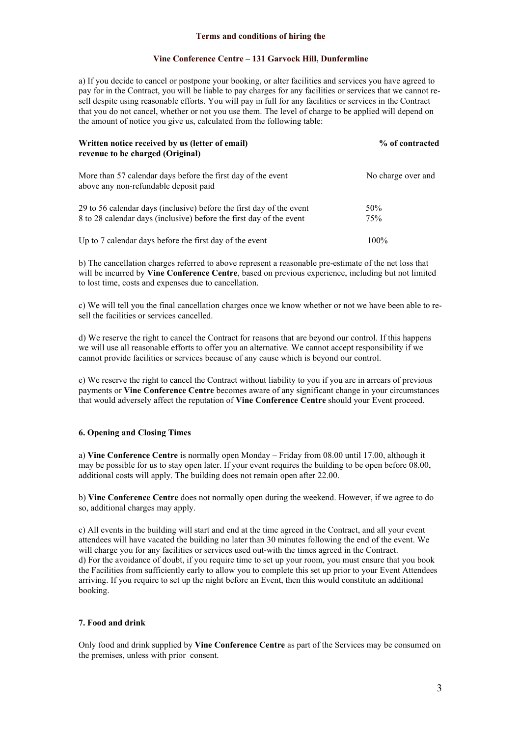**Terms and conditions of hiring the**

**Vine Conference Centre – 131 Garvock Hill, Dunfermline**

a) If you decide to cancel or postpone your booking, or alter facilities and services you have agreed to pay for in the Contract, you will be liable to pay charges for any facilities or services that we cannot re-sell despite using reasonable efforts. You will pay in full for any facilities or services in the Contract that you do not cancel, whether or not you use them. The level of charge to be applied will depend on the amount of notice you give us, calculated from the following table:

| Written notice received by us (letter of email) revenue to be charged (Original) | % of contracted |
|---|---|
| More than 57 calendar days before the first day of the event above any non-refundable deposit paid | No charge over and |
| 29 to 56 calendar days (inclusive) before the first day of the event | 50% |
| 8 to 28 calendar days (inclusive) before the first day of the event | 75% |
| Up to 7 calendar days before the first day of the event | 100% |

b) The cancellation charges referred to above represent a reasonable pre-estimate of the net loss that will be incurred by **Vine Conference Centre**, based on previous experience, including but not limited to lost time, costs and expenses due to cancellation.

c) We will tell you the final cancellation charges once we know whether or not we have been able to re-sell the facilities or services cancelled.

d) We reserve the right to cancel the Contract for reasons that are beyond our control. If this happens we will use all reasonable efforts to offer you an alternative. We cannot accept responsibility if we cannot provide facilities or services because of any cause which is beyond our control.

e) We reserve the right to cancel the Contract without liability to you if you are in arrears of previous payments or **Vine Conference Centre** becomes aware of any significant change in your circumstances that would adversely affect the reputation of **Vine Conference Centre** should your Event proceed.

### 6. Opening and Closing Times

a) **Vine Conference Centre** is normally open Monday – Friday from 08.00 until 17.00, although it may be possible for us to stay open later. If your event requires the building to be open before 08.00, additional costs will apply. The building does not remain open after 22.00.

b) **Vine Conference Centre** does not normally open during the weekend. However, if we agree to do so, additional charges may apply.

c) All events in the building will start and end at the time agreed in the Contract, and all your event attendees will have vacated the building no later than 30 minutes following the end of the event. We will charge you for any facilities or services used out-with the times agreed in the Contract.

d) For the avoidance of doubt, if you require time to set up your room, you must ensure that you book the Facilities from sufficiently early to allow you to complete this set up prior to your Event Attendees arriving. If you require to set up the night before an Event, then this would constitute an additional booking.

### 7. Food and drink

Only food and drink supplied by **Vine Conference Centre** as part of the Services may be consumed on the premises, unless with prior consent.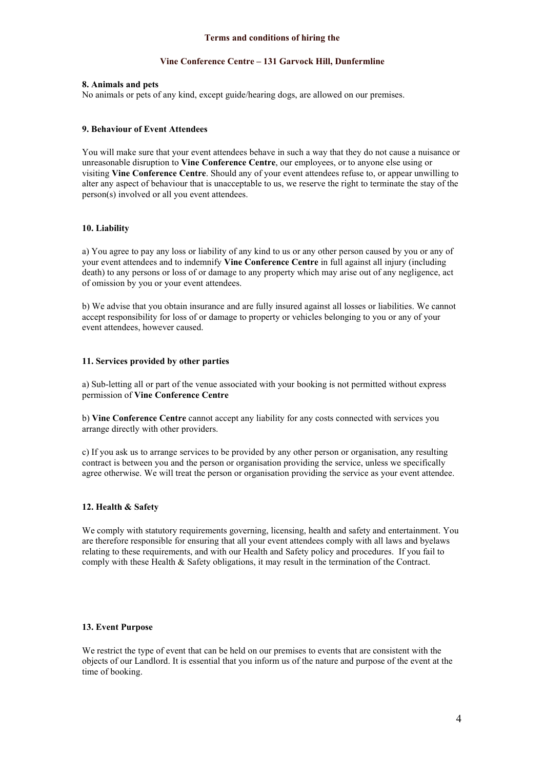**Terms and conditions of hiring the**

**Vine Conference Centre – 131 Garvock Hill, Dunfermline**

**8. Animals and pets**

No animals or pets of any kind, except guide/hearing dogs, are allowed on our premises.

**9. Behaviour of Event Attendees**

You will make sure that your event attendees behave in such a way that they do not cause a nuisance or unreasonable disruption to **Vine Conference Centre**, our employees, or to anyone else using or visiting **Vine Conference Centre**. Should any of your event attendees refuse to, or appear unwilling to alter any aspect of behaviour that is unacceptable to us, we reserve the right to terminate the stay of the person(s) involved or all you event attendees.

**10. Liability**

a) You agree to pay any loss or liability of any kind to us or any other person caused by you or any of your event attendees and to indemnify **Vine Conference Centre** in full against all injury (including death) to any persons or loss of or damage to any property which may arise out of any negligence, act of omission by you or your event attendees.

b) We advise that you obtain insurance and are fully insured against all losses or liabilities. We cannot accept responsibility for loss of or damage to property or vehicles belonging to you or any of your event attendees, however caused.

**11. Services provided by other parties**

a) Sub-letting all or part of the venue associated with your booking is not permitted without express permission of **Vine Conference Centre**

b) **Vine Conference Centre** cannot accept any liability for any costs connected with services you arrange directly with other providers.

c) If you ask us to arrange services to be provided by any other person or organisation, any resulting contract is between you and the person or organisation providing the service, unless we specifically agree otherwise. We will treat the person or organisation providing the service as your event attendee.

**12. Health & Safety**

We comply with statutory requirements governing, licensing, health and safety and entertainment. You are therefore responsible for ensuring that all your event attendees comply with all laws and byelaws relating to these requirements, and with our Health and Safety policy and procedures. If you fail to comply with these Health & Safety obligations, it may result in the termination of the Contract.

**13. Event Purpose**

We restrict the type of event that can be held on our premises to events that are consistent with the objects of our Landlord. It is essential that you inform us of the nature and purpose of the event at the time of booking.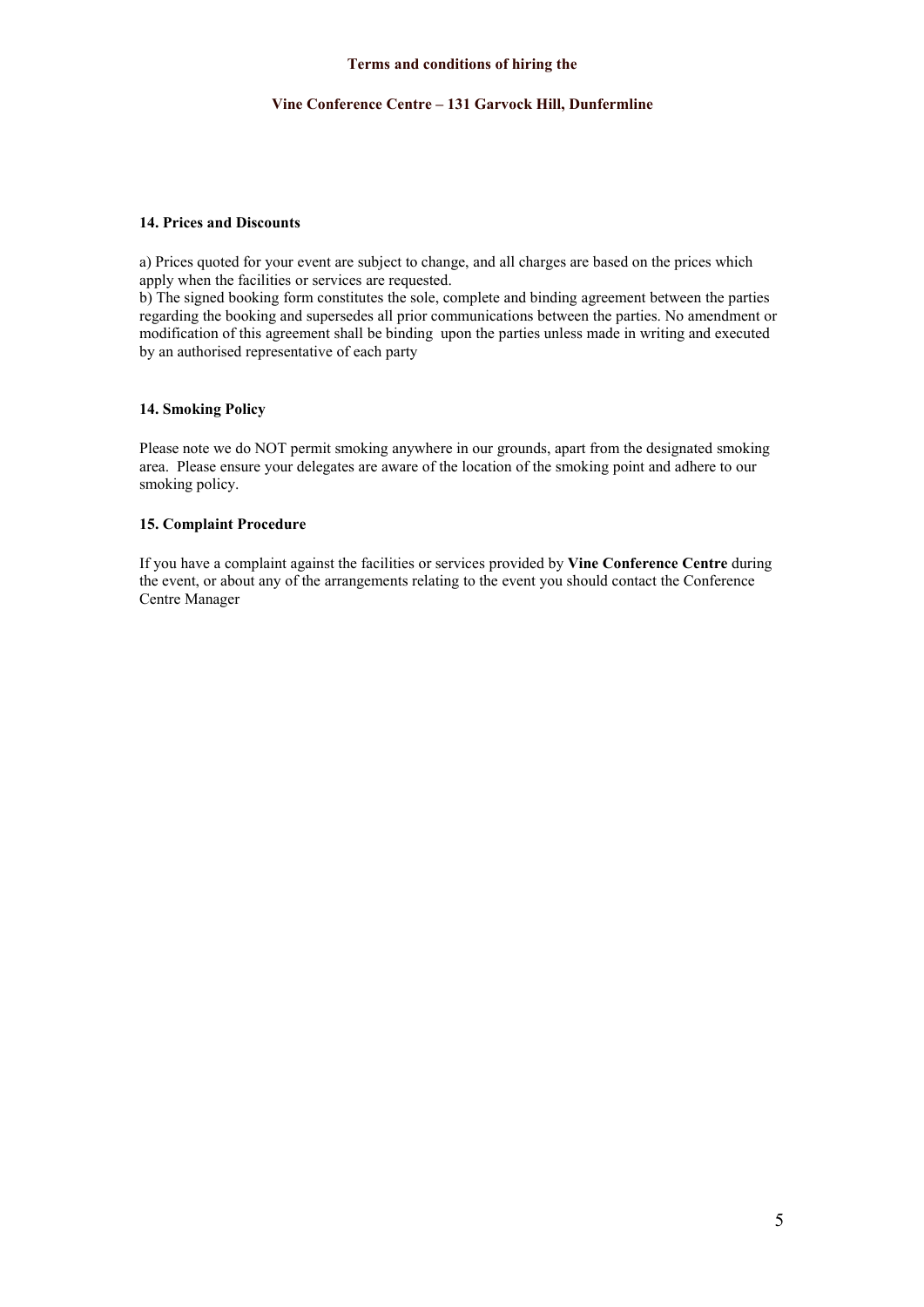Terms and conditions of hiring the

Vine Conference Centre – 131 Garvock Hill, Dunfermline

**14. Prices and Discounts**

a) Prices quoted for your event are subject to change, and all charges are based on the prices which apply when the facilities or services are requested.
b) The signed booking form constitutes the sole, complete and binding agreement between the parties regarding the booking and supersedes all prior communications between the parties. No amendment or modification of this agreement shall be binding upon the parties unless made in writing and executed by an authorised representative of each party

**14. Smoking Policy**

Please note we do NOT permit smoking anywhere in our grounds, apart from the designated smoking area. Please ensure your delegates are aware of the location of the smoking point and adhere to our smoking policy.

**15. Complaint Procedure**

If you have a complaint against the facilities or services provided by **Vine Conference Centre** during the event, or about any of the arrangements relating to the event you should contact the Conference Centre Manager